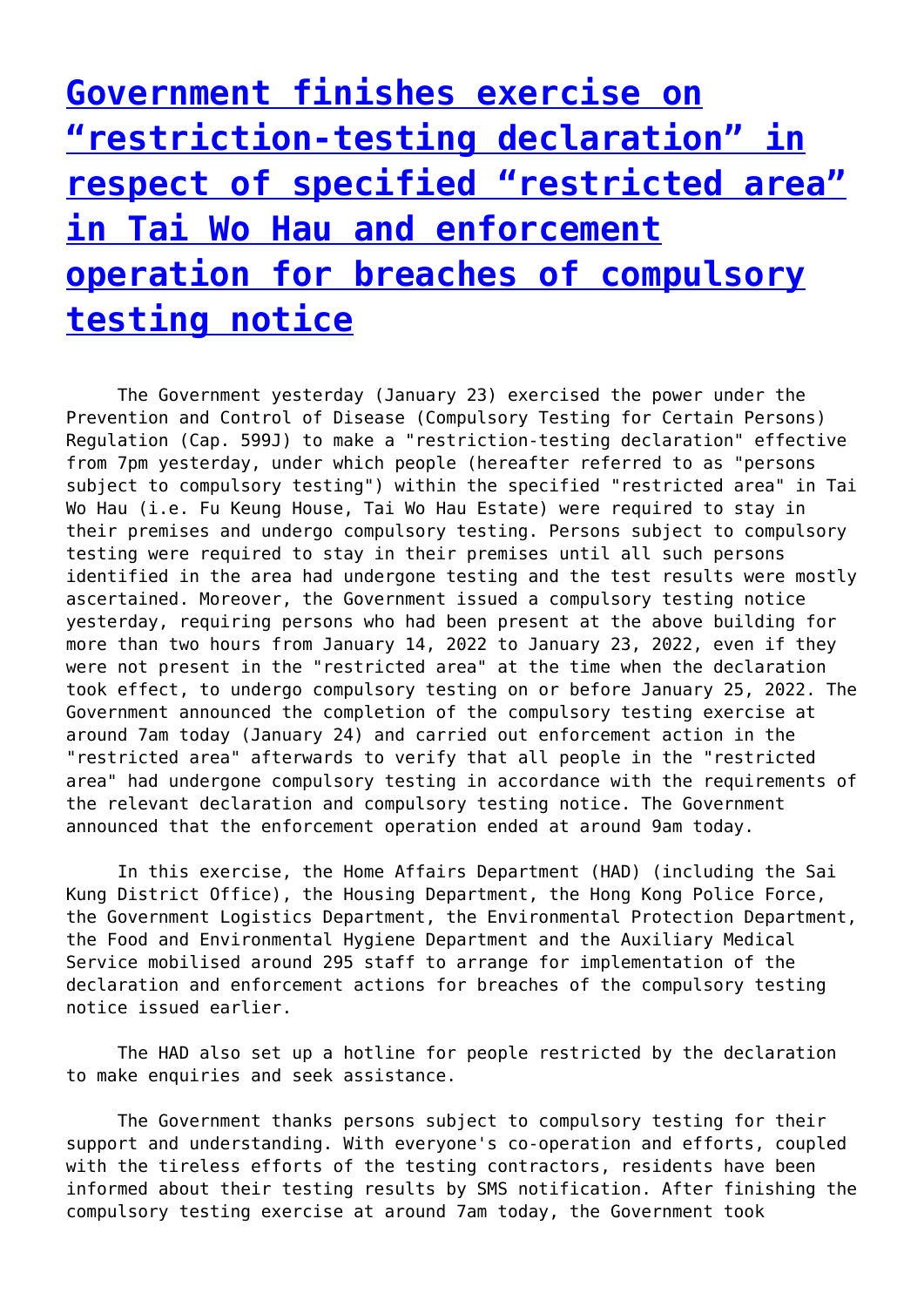# [Government finishes exercise on "restriction-testing declaration" in respect of specified "restricted area" in Tai Wo Hau and enforcement operation for breaches of compulsory testing notice]

The Government yesterday (January 23) exercised the power under the Prevention and Control of Disease (Compulsory Testing for Certain Persons) Regulation (Cap. 599J) to make a "restriction-testing declaration" effective from 7pm yesterday, under which people (hereafter referred to as "persons subject to compulsory testing") within the specified "restricted area" in Tai Wo Hau (i.e. Fu Keung House, Tai Wo Hau Estate) were required to stay in their premises and undergo compulsory testing. Persons subject to compulsory testing were required to stay in their premises until all such persons identified in the area had undergone testing and the test results were mostly ascertained. Moreover, the Government issued a compulsory testing notice yesterday, requiring persons who had been present at the above building for more than two hours from January 14, 2022 to January 23, 2022, even if they were not present in the "restricted area" at the time when the declaration took effect, to undergo compulsory testing on or before January 25, 2022. The Government announced the completion of the compulsory testing exercise at around 7am today (January 24) and carried out enforcement action in the "restricted area" afterwards to verify that all people in the "restricted area" had undergone compulsory testing in accordance with the requirements of the relevant declaration and compulsory testing notice. The Government announced that the enforcement operation ended at around 9am today.

In this exercise, the Home Affairs Department (HAD) (including the Sai Kung District Office), the Housing Department, the Hong Kong Police Force, the Government Logistics Department, the Environmental Protection Department, the Food and Environmental Hygiene Department and the Auxiliary Medical Service mobilised around 295 staff to arrange for implementation of the declaration and enforcement actions for breaches of the compulsory testing notice issued earlier.

The HAD also set up a hotline for people restricted by the declaration to make enquiries and seek assistance.

The Government thanks persons subject to compulsory testing for their support and understanding. With everyone's co-operation and efforts, coupled with the tireless efforts of the testing contractors, residents have been informed about their testing results by SMS notification. After finishing the compulsory testing exercise at around 7am today, the Government took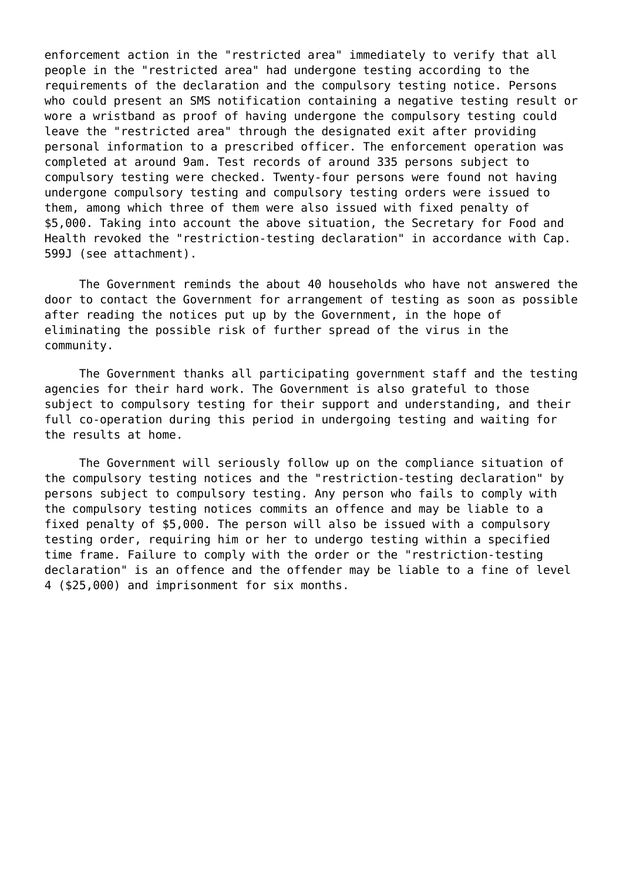enforcement action in the "restricted area" immediately to verify that all people in the "restricted area" had undergone testing according to the requirements of the declaration and the compulsory testing notice. Persons who could present an SMS notification containing a negative testing result or wore a wristband as proof of having undergone the compulsory testing could leave the "restricted area" through the designated exit after providing personal information to a prescribed officer. The enforcement operation was completed at around 9am. Test records of around 335 persons subject to compulsory testing were checked. Twenty-four persons were found not having undergone compulsory testing and compulsory testing orders were issued to them, among which three of them were also issued with fixed penalty of $5,000. Taking into account the above situation, the Secretary for Food and Health revoked the "restriction-testing declaration" in accordance with Cap. 599J (see attachment).

The Government reminds the about 40 households who have not answered the door to contact the Government for arrangement of testing as soon as possible after reading the notices put up by the Government, in the hope of eliminating the possible risk of further spread of the virus in the community.

The Government thanks all participating government staff and the testing agencies for their hard work. The Government is also grateful to those subject to compulsory testing for their support and understanding, and their full co-operation during this period in undergoing testing and waiting for the results at home.

The Government will seriously follow up on the compliance situation of the compulsory testing notices and the "restriction-testing declaration" by persons subject to compulsory testing. Any person who fails to comply with the compulsory testing notices commits an offence and may be liable to a fixed penalty of $5,000. The person will also be issued with a compulsory testing order, requiring him or her to undergo testing within a specified time frame. Failure to comply with the order or the "restriction-testing declaration" is an offence and the offender may be liable to a fine of level 4 ($25,000) and imprisonment for six months.